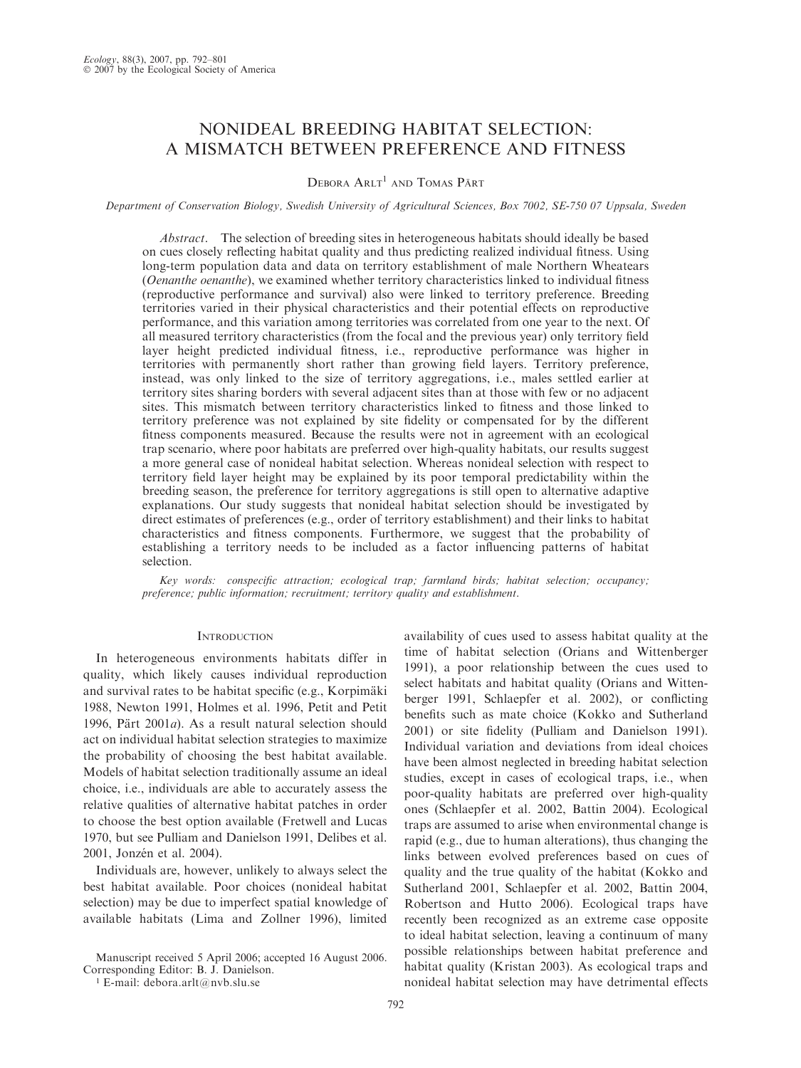# NONIDEAL BREEDING HABITAT SELECTION: A MISMATCH BETWEEN PREFERENCE AND FITNESS

DEBORA ARLT[1] AND TOMAS PÄRT

*Department of Conservation Biology, Swedish University of Agricultural Sciences, Box 7002, SE-750 07 Uppsala, Sweden*

*Abstract*. The selection of breeding sites in heterogeneous habitats should ideally be based on cues closely reflecting habitat quality and thus predicting realized individual fitness. Using long-term population data and data on territory establishment of male Northern Wheatears (*Oenanthe oenanthe*), we examined whether territory characteristics linked to individual fitness (reproductive performance and survival) also were linked to territory preference. Breeding territories varied in their physical characteristics and their potential effects on reproductive performance, and this variation among territories was correlated from one year to the next. Of all measured territory characteristics (from the focal and the previous year) only territory field layer height predicted individual fitness, i.e., reproductive performance was higher in territories with permanently short rather than growing field layers. Territory preference, instead, was only linked to the size of territory aggregations, i.e., males settled earlier at territory sites sharing borders with several adjacent sites than at those with few or no adjacent sites. This mismatch between territory characteristics linked to fitness and those linked to territory preference was not explained by site fidelity or compensated for by the different fitness components measured. Because the results were not in agreement with an ecological trap scenario, where poor habitats are preferred over high-quality habitats, our results suggest a more general case of nonideal habitat selection. Whereas nonideal selection with respect to territory field layer height may be explained by its poor temporal predictability within the breeding season, the preference for territory aggregations is still open to alternative adaptive explanations. Our study suggests that nonideal habitat selection should be investigated by direct estimates of preferences (e.g., order of territory establishment) and their links to habitat characteristics and fitness components. Furthermore, we suggest that the probability of establishing a territory needs to be included as a factor influencing patterns of habitat selection.

*Key words: conspecific attraction; ecological trap; farmland birds; habitat selection; occupancy; preference; public information; recruitment; territory quality and establishment.*

## INTRODUCTION

In heterogeneous environments habitats differ in quality, which likely causes individual reproduction and survival rates to be habitat specific (e.g., Korpimäki 1988, Newton 1991, Holmes et al. 1996, Petit and Petit 1996, Pärt 2001*a*). As a result natural selection should act on individual habitat selection strategies to maximize the probability of choosing the best habitat available. Models of habitat selection traditionally assume an ideal choice, i.e., individuals are able to accurately assess the relative qualities of alternative habitat patches in order to choose the best option available (Fretwell and Lucas 1970, but see Pulliam and Danielson 1991, Delibes et al. 2001, Jonzén et al. 2004).

Individuals are, however, unlikely to always select the best habitat available. Poor choices (nonideal habitat selection) may be due to imperfect spatial knowledge of available habitats (Lima and Zollner 1996), limited availability of cues used to assess habitat quality at the time of habitat selection (Orians and Wittenberger 1991), a poor relationship between the cues used to select habitats and habitat quality (Orians and Wittenberger 1991, Schlaepfer et al. 2002), or conflicting benefits such as mate choice (Kokko and Sutherland 2001) or site fidelity (Pulliam and Danielson 1991). Individual variation and deviations from ideal choices have been almost neglected in breeding habitat selection studies, except in cases of ecological traps, i.e., when poor-quality habitats are preferred over high-quality ones (Schlaepfer et al. 2002, Battin 2004). Ecological traps are assumed to arise when environmental change is rapid (e.g., due to human alterations), thus changing the links between evolved preferences based on cues of quality and the true quality of the habitat (Kokko and Sutherland 2001, Schlaepfer et al. 2002, Battin 2004, Robertson and Hutto 2006). Ecological traps have recently been recognized as an extreme case opposite to ideal habitat selection, leaving a continuum of many possible relationships between habitat preference and habitat quality (Kristan 2003). As ecological traps and nonideal habitat selection may have detrimental effects

Manuscript received 5 April 2006; accepted 16 August 2006. Corresponding Editor: B. J. Danielson.

[1] E-mail: debora.arlt@nvb.slu.se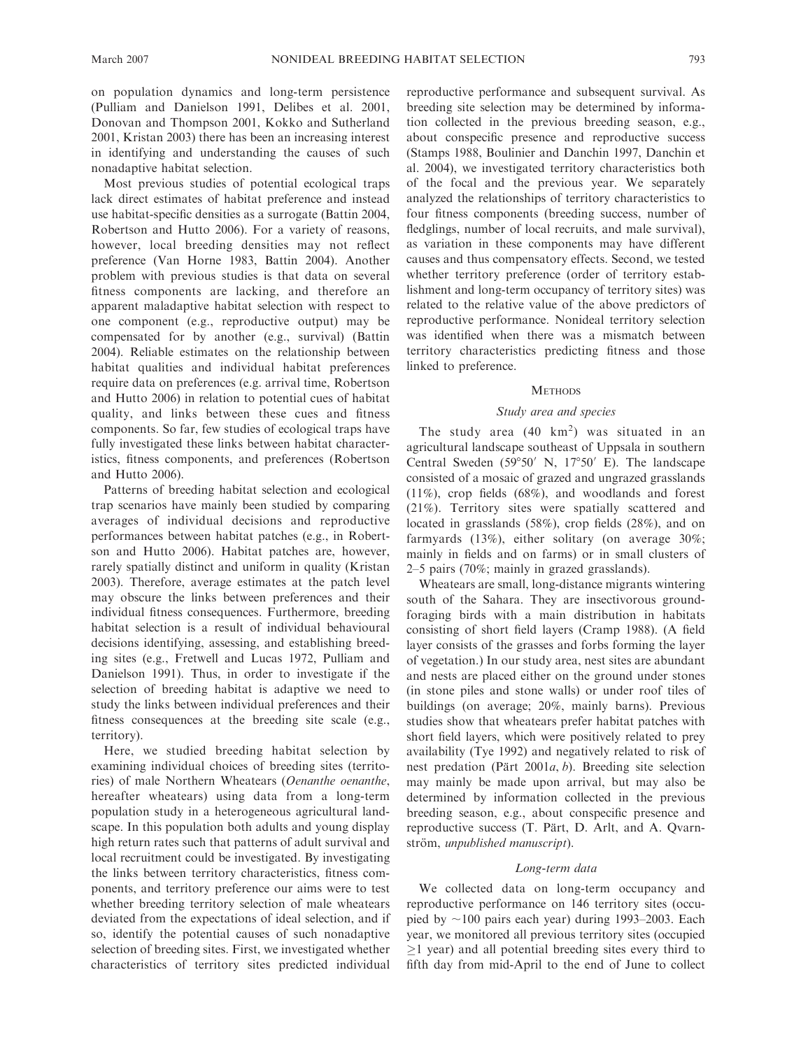on population dynamics and long-term persistence (Pulliam and Danielson 1991, Delibes et al. 2001, Donovan and Thompson 2001, Kokko and Sutherland 2001, Kristan 2003) there has been an increasing interest in identifying and understanding the causes of such nonadaptive habitat selection.

Most previous studies of potential ecological traps lack direct estimates of habitat preference and instead use habitat-specific densities as a surrogate (Battin 2004, Robertson and Hutto 2006). For a variety of reasons, however, local breeding densities may not reflect preference (Van Horne 1983, Battin 2004). Another problem with previous studies is that data on several fitness components are lacking, and therefore an apparent maladaptive habitat selection with respect to one component (e.g., reproductive output) may be compensated for by another (e.g., survival) (Battin 2004). Reliable estimates on the relationship between habitat qualities and individual habitat preferences require data on preferences (e.g. arrival time, Robertson and Hutto 2006) in relation to potential cues of habitat quality, and links between these cues and fitness components. So far, few studies of ecological traps have fully investigated these links between habitat characteristics, fitness components, and preferences (Robertson and Hutto 2006).

Patterns of breeding habitat selection and ecological trap scenarios have mainly been studied by comparing averages of individual decisions and reproductive performances between habitat patches (e.g., in Robertson and Hutto 2006). Habitat patches are, however, rarely spatially distinct and uniform in quality (Kristan 2003). Therefore, average estimates at the patch level may obscure the links between preferences and their individual fitness consequences. Furthermore, breeding habitat selection is a result of individual behavioural decisions identifying, assessing, and establishing breeding sites (e.g., Fretwell and Lucas 1972, Pulliam and Danielson 1991). Thus, in order to investigate if the selection of breeding habitat is adaptive we need to study the links between individual preferences and their fitness consequences at the breeding site scale (e.g., territory).

Here, we studied breeding habitat selection by examining individual choices of breeding sites (territories) of male Northern Wheatears (*Oenanthe oenanthe*, hereafter wheatears) using data from a long-term population study in a heterogeneous agricultural landscape. In this population both adults and young display high return rates such that patterns of adult survival and local recruitment could be investigated. By investigating the links between territory characteristics, fitness components, and territory preference our aims were to test whether breeding territory selection of male wheatears deviated from the expectations of ideal selection, and if so, identify the potential causes of such nonadaptive selection of breeding sites. First, we investigated whether characteristics of territory sites predicted individual reproductive performance and subsequent survival. As breeding site selection may be determined by information collected in the previous breeding season, e.g., about conspecific presence and reproductive success (Stamps 1988, Boulinier and Danchin 1997, Danchin et al. 2004), we investigated territory characteristics both of the focal and the previous year. We separately analyzed the relationships of territory characteristics to four fitness components (breeding success, number of fledglings, number of local recruits, and male survival), as variation in these components may have different causes and thus compensatory effects. Second, we tested whether territory preference (order of territory establishment and long-term occupancy of territory sites) was related to the relative value of the above predictors of reproductive performance. Nonideal territory selection was identified when there was a mismatch between territory characteristics predicting fitness and those linked to preference.

## Methods

### Study area and species

The study area (40 km$^2$) was situated in an agricultural landscape southeast of Uppsala in southern Central Sweden (59°50′ N, 17°50′ E). The landscape consisted of a mosaic of grazed and ungrazed grasslands (11%), crop fields (68%), and woodlands and forest (21%). Territory sites were spatially scattered and located in grasslands (58%), crop fields (28%), and on farmyards (13%), either solitary (on average 30%; mainly in fields and on farms) or in small clusters of 2–5 pairs (70%; mainly in grazed grasslands).

Wheatears are small, long-distance migrants wintering south of the Sahara. They are insectivorous ground-foraging birds with a main distribution in habitats consisting of short field layers (Cramp 1988). (A field layer consists of the grasses and forbs forming the layer of vegetation.) In our study area, nest sites are abundant and nests are placed either on the ground under stones (in stone piles and stone walls) or under roof tiles of buildings (on average; 20%, mainly barns). Previous studies show that wheatears prefer habitat patches with short field layers, which were positively related to prey availability (Tye 1992) and negatively related to risk of nest predation (Pärt 2001*a*, *b*). Breeding site selection may mainly be made upon arrival, but may also be determined by information collected in the previous breeding season, e.g., about conspecific presence and reproductive success (T. Pärt, D. Arlt, and A. Qvarnström, *unpublished manuscript*).

### Long-term data

We collected data on long-term occupancy and reproductive performance on 146 territory sites (occupied by ~100 pairs each year) during 1993–2003. Each year, we monitored all previous territory sites (occupied ≥1 year) and all potential breeding sites every third to fifth day from mid-April to the end of June to collect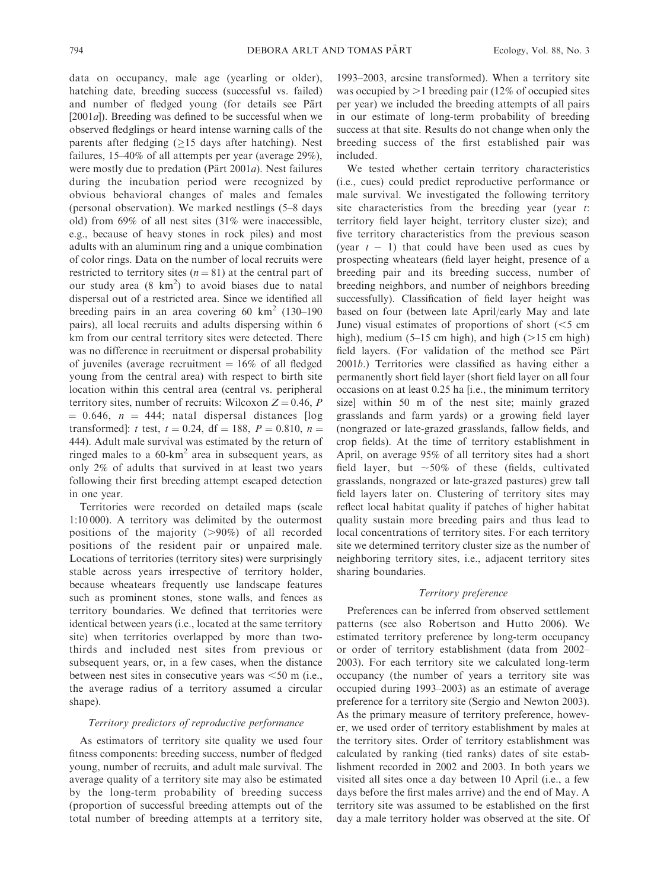data on occupancy, male age (yearling or older), hatching date, breeding success (successful vs. failed) and number of fledged young (for details see Pärt [2001*a*]). Breeding was defined to be successful when we observed fledglings or heard intense warning calls of the parents after fledging ($\geq$15 days after hatching). Nest failures, 15–40% of all attempts per year (average 29%), were mostly due to predation (Pärt 2001*a*). Nest failures during the incubation period were recognized by obvious behavioral changes of males and females (personal observation). We marked nestlings (5–8 days old) from 69% of all nest sites (31% were inaccessible, e.g., because of heavy stones in rock piles) and most adults with an aluminum ring and a unique combination of color rings. Data on the number of local recruits were restricted to territory sites ($n = 81$) at the central part of our study area (8 km$^2$) to avoid biases due to natal dispersal out of a restricted area. Since we identified all breeding pairs in an area covering 60 km$^2$ (130–190 pairs), all local recruits and adults dispersing within 6 km from our central territory sites were detected. There was no difference in recruitment or dispersal probability of juveniles (average recruitment = 16% of all fledged young from the central area) with respect to birth site location within this central area (central vs. peripheral territory sites, number of recruits: Wilcoxon $Z = 0.46$, $P = 0.646$, $n = 444$; natal dispersal distances [log transformed]: $t$ test, $t = 0.24$, df = 188, $P = 0.810$, $n = 444$). Adult male survival was estimated by the return of ringed males to a 60-km$^2$ area in subsequent years, as only 2% of adults that survived in at least two years following their first breeding attempt escaped detection in one year.

Territories were recorded on detailed maps (scale 1:10 000). A territory was delimited by the outermost positions of the majority (>90%) of all recorded positions of the resident pair or unpaired male. Locations of territories (territory sites) were surprisingly stable across years irrespective of territory holder, because wheatears frequently use landscape features such as prominent stones, stone walls, and fences as territory boundaries. We defined that territories were identical between years (i.e., located at the same territory site) when territories overlapped by more than two-thirds and included nest sites from previous or subsequent years, or, in a few cases, when the distance between nest sites in consecutive years was <50 m (i.e., the average radius of a territory assumed a circular shape).

### *Territory predictors of reproductive performance*

As estimators of territory site quality we used four fitness components: breeding success, number of fledged young, number of recruits, and adult male survival. The average quality of a territory site may also be estimated by the long-term probability of breeding success (proportion of successful breeding attempts out of the total number of breeding attempts at a territory site, 1993–2003, arcsine transformed). When a territory site was occupied by >1 breeding pair (12% of occupied sites per year) we included the breeding attempts of all pairs in our estimate of long-term probability of breeding success at that site. Results do not change when only the breeding success of the first established pair was included.

We tested whether certain territory characteristics (i.e., cues) could predict reproductive performance or male survival. We investigated the following territory site characteristics from the breeding year (year $t$: territory field layer height, territory cluster size); and five territory characteristics from the previous season (year $t - 1$) that could have been used as cues by prospecting wheatears (field layer height, presence of a breeding pair and its breeding success, number of breeding neighbors, and number of neighbors breeding successfully). Classification of field layer height was based on four (between late April/early May and late June) visual estimates of proportions of short (<5 cm high), medium (5–15 cm high), and high (>15 cm high) field layers. (For validation of the method see Pärt 2001*b*.) Territories were classified as having either a permanently short field layer (short field layer on all four occasions on at least 0.25 ha [i.e., the minimum territory size] within 50 m of the nest site; mainly grazed grasslands and farm yards) or a growing field layer (nongrazed or late-grazed grasslands, fallow fields, and crop fields). At the time of territory establishment in April, on average 95% of all territory sites had a short field layer, but ~50% of these (fields, cultivated grasslands, nongrazed or late-grazed pastures) grew tall field layers later on. Clustering of territory sites may reflect local habitat quality if patches of higher habitat quality sustain more breeding pairs and thus lead to local concentrations of territory sites. For each territory site we determined territory cluster size as the number of neighboring territory sites, i.e., adjacent territory sites sharing boundaries.

### *Territory preference*

Preferences can be inferred from observed settlement patterns (see also Robertson and Hutto 2006). We estimated territory preference by long-term occupancy or order of territory establishment (data from 2002–2003). For each territory site we calculated long-term occupancy (the number of years a territory site was occupied during 1993–2003) as an estimate of average preference for a territory site (Sergio and Newton 2003). As the primary measure of territory preference, however, we used order of territory establishment by males at the territory sites. Order of territory establishment was calculated by ranking (tied ranks) dates of site establishment recorded in 2002 and 2003. In both years we visited all sites once a day between 10 April (i.e., a few days before the first males arrive) and the end of May. A territory site was assumed to be established on the first day a male territory holder was observed at the site. Of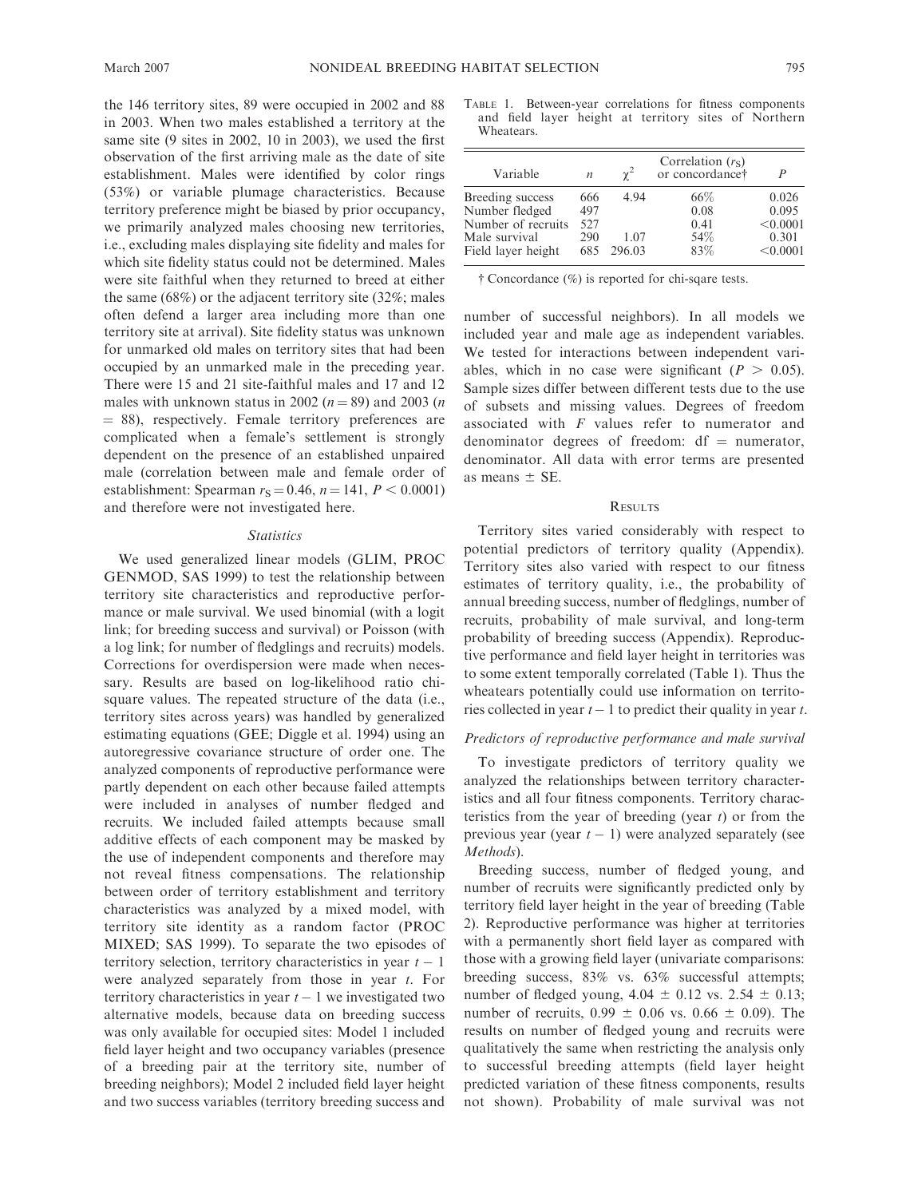the 146 territory sites, 89 were occupied in 2002 and 88 in 2003. When two males established a territory at the same site (9 sites in 2002, 10 in 2003), we used the first observation of the first arriving male as the date of site establishment. Males were identified by color rings (53%) or variable plumage characteristics. Because territory preference might be biased by prior occupancy, we primarily analyzed males choosing new territories, i.e., excluding males displaying site fidelity and males for which site fidelity status could not be determined. Males were site faithful when they returned to breed at either the same (68%) or the adjacent territory site (32%; males often defend a larger area including more than one territory site at arrival). Site fidelity status was unknown for unmarked old males on territory sites that had been occupied by an unmarked male in the preceding year. There were 15 and 21 site-faithful males and 17 and 12 males with unknown status in 2002 ($n = 89$) and 2003 ($n = 88$), respectively. Female territory preferences are complicated when a female's settlement is strongly dependent on the presence of an established unpaired male (correlation between male and female order of establishment: Spearman $r_S = 0.46$, $n = 141$, $P < 0.0001$) and therefore were not investigated here.

### *Statistics*

We used generalized linear models (GLIM, PROC GENMOD, SAS 1999) to test the relationship between territory site characteristics and reproductive performance or male survival. We used binomial (with a logit link; for breeding success and survival) or Poisson (with a log link; for number of fledglings and recruits) models. Corrections for overdispersion were made when necessary. Results are based on log-likelihood ratio chi-square values. The repeated structure of the data (i.e., territory sites across years) was handled by generalized estimating equations (GEE; Diggle et al. 1994) using an autoregressive covariance structure of order one. The analyzed components of reproductive performance were partly dependent on each other because failed attempts were included in analyses of number fledged and recruits. We included failed attempts because small additive effects of each component may be masked by the use of independent components and therefore may not reveal fitness compensations. The relationship between order of territory establishment and territory characteristics was analyzed by a mixed model, with territory site identity as a random factor (PROC MIXED; SAS 1999). To separate the two episodes of territory selection, territory characteristics in year $t - 1$ were analyzed separately from those in year $t$. For territory characteristics in year $t - 1$ we investigated two alternative models, because data on breeding success was only available for occupied sites: Model 1 included field layer height and two occupancy variables (presence of a breeding pair at the territory site, number of breeding neighbors); Model 2 included field layer height and two success variables (territory breeding success and number of successful neighbors). In all models we included year and male age as independent variables. We tested for interactions between independent variables, which in no case were significant ($P > 0.05$). Sample sizes differ between different tests due to the use of subsets and missing values. Degrees of freedom associated with $F$ values refer to numerator and denominator degrees of freedom: df = numerator, denominator. All data with error terms are presented as means ± SE.

TABLE 1. Between-year correlations for fitness components and field layer height at territory sites of Northern Wheatears.

| Variable | $n$ | $\chi^2$ | Correlation ($r_S$) or concordance† | $P$ |
|---|---|---|---|---|
| Breeding success | 666 | 4.94 | 66% | 0.026 |
| Number fledged | 497 | | 0.08 | 0.095 |
| Number of recruits | 527 | | 0.41 | <0.0001 |
| Male survival | 290 | 1.07 | 54% | 0.301 |
| Field layer height | 685 | 296.03 | 83% | <0.0001 |

† Concordance (%) is reported for chi-sqare tests.

## RESULTS

Territory sites varied considerably with respect to potential predictors of territory quality (Appendix). Territory sites also varied with respect to our fitness estimates of territory quality, i.e., the probability of annual breeding success, number of fledglings, number of recruits, probability of male survival, and long-term probability of breeding success (Appendix). Reproductive performance and field layer height in territories was to some extent temporally correlated (Table 1). Thus the wheatears potentially could use information on territories collected in year $t - 1$ to predict their quality in year $t$.

### *Predictors of reproductive performance and male survival*

To investigate predictors of territory quality we analyzed the relationships between territory characteristics and all four fitness components. Territory characteristics from the year of breeding (year $t$) or from the previous year (year $t - 1$) were analyzed separately (see *Methods*).

Breeding success, number of fledged young, and number of recruits were significantly predicted only by territory field layer height in the year of breeding (Table 2). Reproductive performance was higher at territories with a permanently short field layer as compared with those with a growing field layer (univariate comparisons: breeding success, 83% vs. 63% successful attempts; number of fledged young, 4.04 ± 0.12 vs. 2.54 ± 0.13; number of recruits, 0.99 ± 0.06 vs. 0.66 ± 0.09). The results on number of fledged young and recruits were qualitatively the same when restricting the analysis only to successful breeding attempts (field layer height predicted variation of these fitness components, results not shown). Probability of male survival was not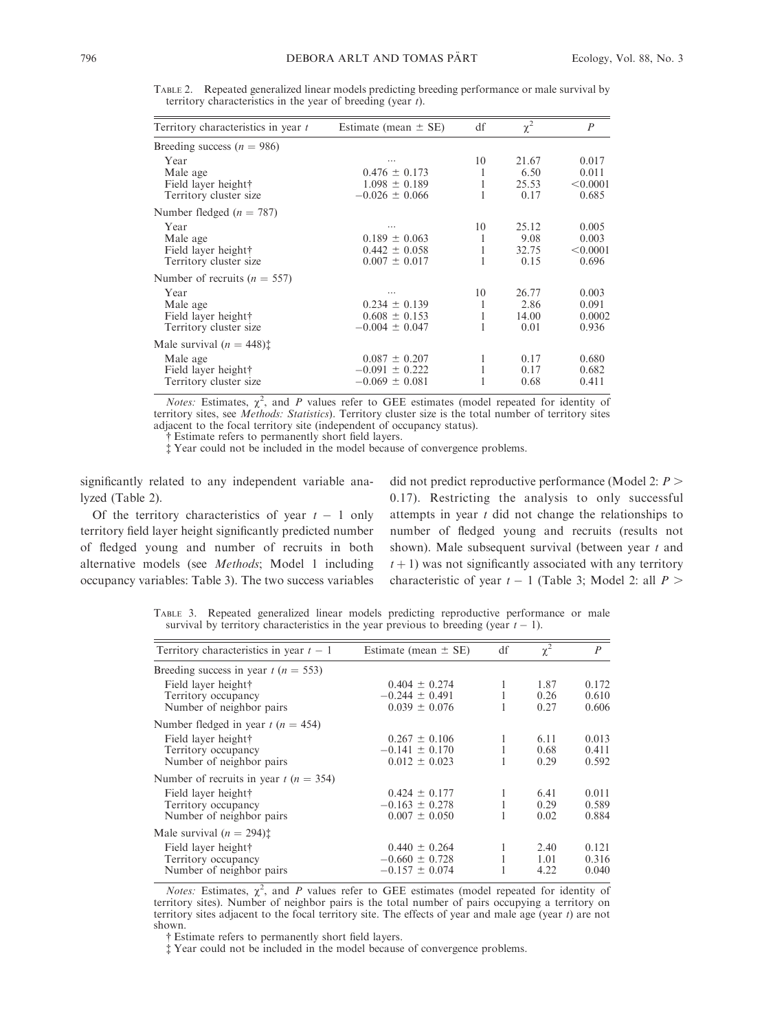Table 2. Repeated generalized linear models predicting breeding performance or male survival by territory characteristics in the year of breeding (year $t$).

| Territory characteristics in year $t$ | Estimate (mean ± SE) | df | $\chi^2$ | $P$ |
|---|---|---|---|---|
| Breeding success ($n$ = 986) | | | | |
| Year | … | 10 | 21.67 | 0.017 |
| Male age | 0.476 ± 0.173 | 1 | 6.50 | 0.011 |
| Field layer height† | 1.098 ± 0.189 | 1 | 25.53 | <0.0001 |
| Territory cluster size | −0.026 ± 0.066 | 1 | 0.17 | 0.685 |
| Number fledged ($n$ = 787) | | | | |
| Year | … | 10 | 25.12 | 0.005 |
| Male age | 0.189 ± 0.063 | 1 | 9.08 | 0.003 |
| Field layer height† | 0.442 ± 0.058 | 1 | 32.75 | <0.0001 |
| Territory cluster size | 0.007 ± 0.017 | 1 | 0.15 | 0.696 |
| Number of recruits ($n$ = 557) | | | | |
| Year | … | 10 | 26.77 | 0.003 |
| Male age | 0.234 ± 0.139 | 1 | 2.86 | 0.091 |
| Field layer height† | 0.608 ± 0.153 | 1 | 14.00 | 0.0002 |
| Territory cluster size | −0.004 ± 0.047 | 1 | 0.01 | 0.936 |
| Male survival ($n$ = 448)‡ | | | | |
| Male age | 0.087 ± 0.207 | 1 | 0.17 | 0.680 |
| Field layer height† | −0.091 ± 0.222 | 1 | 0.17 | 0.682 |
| Territory cluster size | −0.069 ± 0.081 | 1 | 0.68 | 0.411 |

*Notes:* Estimates, $\chi^2$, and $P$ values refer to GEE estimates (model repeated for identity of territory sites, see *Methods: Statistics*). Territory cluster size is the total number of territory sites adjacent to the focal territory site (independent of occupancy status).

† Estimate refers to permanently short field layers.

‡ Year could not be included in the model because of convergence problems.

significantly related to any independent variable analyzed (Table 2).

Of the territory characteristics of year $t - 1$ only territory field layer height significantly predicted number of fledged young and number of recruits in both alternative models (see *Methods*; Model 1 including occupancy variables: Table 3). The two success variables did not predict reproductive performance (Model 2: $P > 0.17$). Restricting the analysis to only successful attempts in year $t$ did not change the relationships to number of fledged young and recruits (results not shown). Male subsequent survival (between year $t$ and $t + 1$) was not significantly associated with any territory characteristic of year $t - 1$ (Table 3; Model 2: all $P >$

Table 3. Repeated generalized linear models predicting reproductive performance or male survival by territory characteristics in the year previous to breeding (year $t - 1$).

| Territory characteristics in year $t - 1$ | Estimate (mean ± SE) | df | $\chi^2$ | $P$ |
|---|---|---|---|---|
| Breeding success in year $t$ ($n$ = 553) | | | | |
| Field layer height† | 0.404 ± 0.274 | 1 | 1.87 | 0.172 |
| Territory occupancy | −0.244 ± 0.491 | 1 | 0.26 | 0.610 |
| Number of neighbor pairs | 0.039 ± 0.076 | 1 | 0.27 | 0.606 |
| Number fledged in year $t$ ($n$ = 454) | | | | |
| Field layer height† | 0.267 ± 0.106 | 1 | 6.11 | 0.013 |
| Territory occupancy | −0.141 ± 0.170 | 1 | 0.68 | 0.411 |
| Number of neighbor pairs | 0.012 ± 0.023 | 1 | 0.29 | 0.592 |
| Number of recruits in year $t$ ($n$ = 354) | | | | |
| Field layer height† | 0.424 ± 0.177 | 1 | 6.41 | 0.011 |
| Territory occupancy | −0.163 ± 0.278 | 1 | 0.29 | 0.589 |
| Number of neighbor pairs | 0.007 ± 0.050 | 1 | 0.02 | 0.884 |
| Male survival ($n$ = 294)‡ | | | | |
| Field layer height† | 0.440 ± 0.264 | 1 | 2.40 | 0.121 |
| Territory occupancy | −0.660 ± 0.728 | 1 | 1.01 | 0.316 |
| Number of neighbor pairs | −0.157 ± 0.074 | 1 | 4.22 | 0.040 |

*Notes:* Estimates, $\chi^2$, and $P$ values refer to GEE estimates (model repeated for identity of territory sites). Number of neighbor pairs is the total number of pairs occupying a territory on territory sites adjacent to the focal territory site. The effects of year and male age (year $t$) are not shown.

† Estimate refers to permanently short field layers.

‡ Year could not be included in the model because of convergence problems.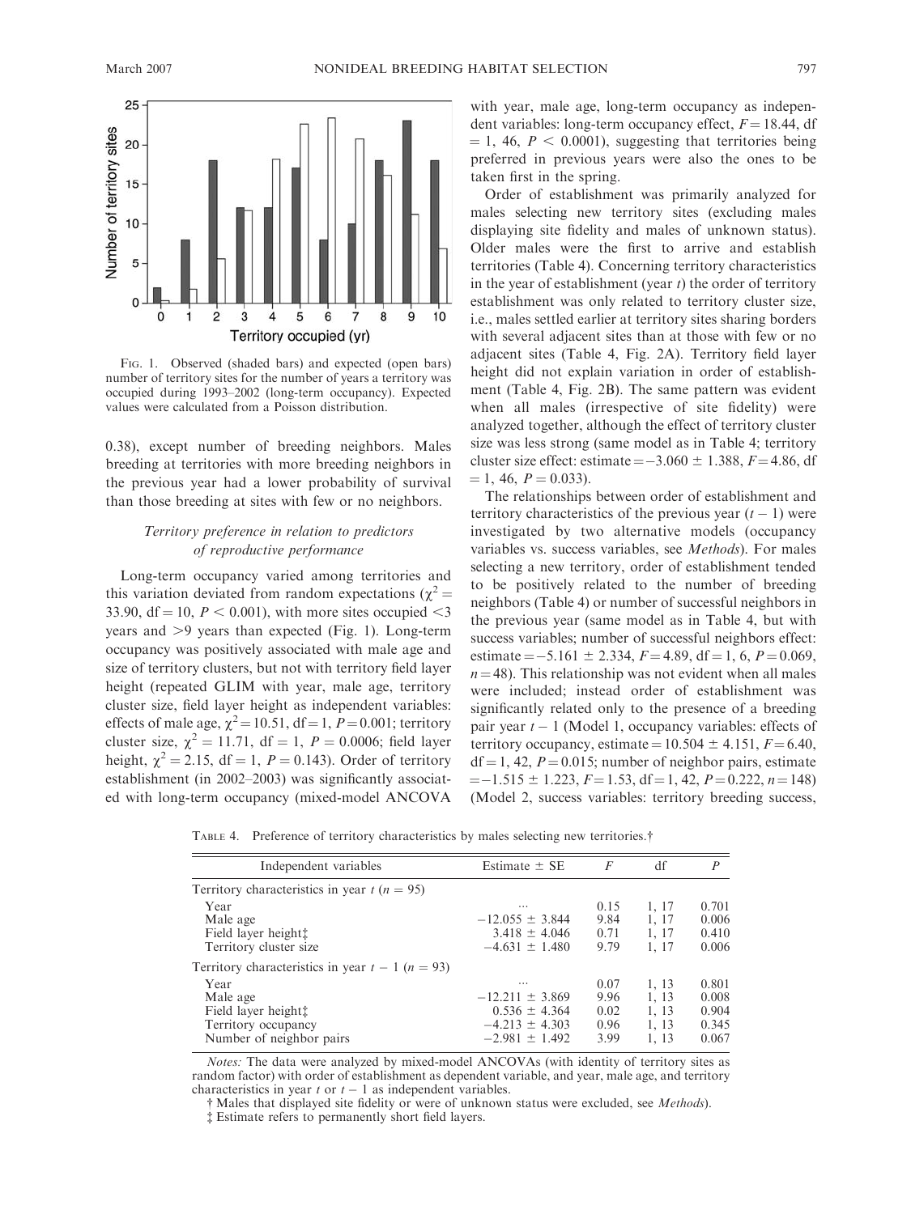Fig. 1. Observed (shaded bars) and expected (open bars) number of territory sites for the number of years a territory was occupied during 1993–2002 (long-term occupancy). Expected values were calculated from a Poisson distribution.

0.38), except number of breeding neighbors. Males breeding at territories with more breeding neighbors in the previous year had a lower probability of survival than those breeding at sites with few or no neighbors.

### *Territory preference in relation to predictors of reproductive performance*

Long-term occupancy varied among territories and this variation deviated from random expectations ($\chi^2 = 33.90$, df = 10, $P < 0.001$), with more sites occupied <3 years and >9 years than expected (Fig. 1). Long-term occupancy was positively associated with male age and size of territory clusters, but not with territory field layer height (repeated GLIM with year, male age, territory cluster size, field layer height as independent variables: effects of male age, $\chi^2 = 10.51$, df = 1, $P = 0.001$; territory cluster size, $\chi^2 = 11.71$, df = 1, $P = 0.0006$; field layer height, $\chi^2 = 2.15$, df = 1, $P = 0.143$). Order of territory establishment (in 2002–2003) was significantly associated with long-term occupancy (mixed-model ANCOVA with year, male age, long-term occupancy as independent variables: long-term occupancy effect, $F = 18.44$, df = 1, 46, $P < 0.0001$), suggesting that territories being preferred in previous years were also the ones to be taken first in the spring.

Order of establishment was primarily analyzed for males selecting new territory sites (excluding males displaying site fidelity and males of unknown status). Older males were the first to arrive and establish territories (Table 4). Concerning territory characteristics in the year of establishment (year $t$) the order of territory establishment was only related to territory cluster size, i.e., males settled earlier at territory sites sharing borders with several adjacent sites than at those with few or no adjacent sites (Table 4, Fig. 2A). Territory field layer height did not explain variation in order of establishment (Table 4, Fig. 2B). The same pattern was evident when all males (irrespective of site fidelity) were analyzed together, although the effect of territory cluster size was less strong (same model as in Table 4; territory cluster size effect: estimate $= -3.060 \pm 1.388$, $F = 4.86$, df = 1, 46, $P = 0.033$).

The relationships between order of establishment and territory characteristics of the previous year ($t - 1$) were investigated by two alternative models (occupancy variables vs. success variables, see *Methods*). For males selecting a new territory, order of establishment tended to be positively related to the number of breeding neighbors (Table 4) or number of successful neighbors in the previous year (same model as in Table 4, but with success variables; number of successful neighbors effect: estimate $= -5.161 \pm 2.334$, $F = 4.89$, df = 1, 6, $P = 0.069$, $n = 48$). This relationship was not evident when all males were included; instead order of establishment was significantly related only to the presence of a breeding pair year $t - 1$ (Model 1, occupancy variables: effects of territory occupancy, estimate $= 10.504 \pm 4.151$, $F = 6.40$, df = 1, 42, $P = 0.015$; number of neighbor pairs, estimate $= -1.515 \pm 1.223$, $F = 1.53$, df = 1, 42, $P = 0.222$, $n = 148$) (Model 2, success variables: territory breeding success,

Table 4. Preference of territory characteristics by males selecting new territories.†

| Independent variables | Estimate ± SE | $F$ | df | $P$ |
|---|---|---|---|---|
| Territory characteristics in year $t$ ($n = 95$) | | | | |
| Year | ... | 0.15 | 1, 17 | 0.701 |
| Male age | −12.055 ± 3.844 | 9.84 | 1, 17 | 0.006 |
| Field layer height‡ | 3.418 ± 4.046 | 0.71 | 1, 17 | 0.410 |
| Territory cluster size | −4.631 ± 1.480 | 9.79 | 1, 17 | 0.006 |
| Territory characteristics in year $t - 1$ ($n = 93$) | | | | |
| Year | ... | 0.07 | 1, 13 | 0.801 |
| Male age | −12.211 ± 3.869 | 9.96 | 1, 13 | 0.008 |
| Field layer height‡ | 0.536 ± 4.364 | 0.02 | 1, 13 | 0.904 |
| Territory occupancy | −4.213 ± 4.303 | 0.96 | 1, 13 | 0.345 |
| Number of neighbor pairs | −2.981 ± 1.492 | 3.99 | 1, 13 | 0.067 |

*Notes:* The data were analyzed by mixed-model ANCOVAs (with identity of territory sites as random factor) with order of establishment as dependent variable, and year, male age, and territory characteristics in year $t$ or $t - 1$ as independent variables.

† Males that displayed site fidelity or were of unknown status were excluded, see *Methods*).

‡ Estimate refers to permanently short field layers.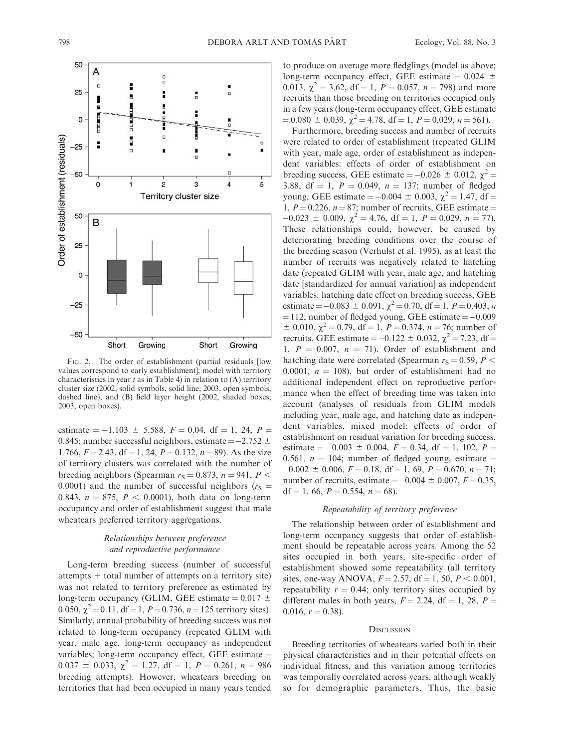FIG. 2. The order of establishment (partial residuals [low values correspond to early establishment]; model with territory characteristics in year $t$ as in Table 4) in relation to (A) territory cluster size (2002, solid symbols, solid line; 2003, open symbols, dashed line), and (B) field layer height (2002, shaded boxes; 2003, open boxes).

estimate = $-1.103 \pm 5.588$, $F = 0.04$, df = 1, 24, $P = 0.845$; number successful neighbors, estimate = $-2.752 \pm 1.766$, $F = 2.43$, df = 1, 24, $P = 0.132$, $n = 89$). As the size of territory clusters was correlated with the number of breeding neighbors (Spearman $r_S = 0.873$, $n = 941$, $P < 0.0001$) and the number of successful neighbors ($r_S = 0.843$, $n = 875$, $P < 0.0001$), both data on long-term occupancy and order of establishment suggest that male wheatears preferred territory aggregations.

### *Relationships between preference and reproductive performance*

Long-term breeding success (number of successful attempts ÷ total number of attempts on a territory site) was not related to territory preference as estimated by long-term occupancy (GLIM, GEE estimate = $0.017 \pm 0.050$, $\chi^2 = 0.11$, df = 1, $P = 0.736$, $n = 125$ territory sites). Similarly, annual probability of breeding success was not related to long-term occupancy (repeated GLIM with year, male age, long-term occupancy as independent variables; long-term occupancy effect, GEE estimate = $0.037 \pm 0.033$, $\chi^2 = 1.27$, df = 1, $P = 0.261$, $n = 986$ breeding attempts). However, wheatears breeding on territories that had been occupied in many years tended to produce on average more fledglings (model as above; long-term occupancy effect, GEE estimate = $0.024 \pm 0.013$, $\chi^2 = 3.62$, df = 1, $P = 0.057$, $n = 798$) and more recruits than those breeding on territories occupied only in a few years (long-term occupancy effect, GEE estimate = $0.080 \pm 0.039$, $\chi^2 = 4.78$, df = 1, $P = 0.029$, $n = 561$).

Furthermore, breeding success and number of recruits were related to order of establishment (repeated GLIM with year, male age, order of establishment as independent variables: effects of order of establishment on breeding success, GEE estimate = $-0.026 \pm 0.012$, $\chi^2 = 3.88$, df = 1, $P = 0.049$, $n = 137$; number of fledged young, GEE estimate = $-0.004 \pm 0.003$, $\chi^2 = 1.47$, df = 1, $P = 0.226$, $n = 87$; number of recruits, GEE estimate = $-0.023 \pm 0.009$, $\chi^2 = 4.76$, df = 1, $P = 0.029$, $n = 77$). These relationships could, however, be caused by deteriorating breeding conditions over the course of the breeding season (Verhulst et al. 1995), as at least the number of recruits was negatively related to hatching date (repeated GLIM with year, male age, and hatching date [standardized for annual variation] as independent variables: hatching date effect on breeding success, GEE estimate = $-0.083 \pm 0.091$, $\chi^2 = 0.70$, df = 1, $P = 0.403$, $n = 112$; number of fledged young, GEE estimate = $-0.009 \pm 0.010$, $\chi^2 = 0.79$, df = 1, $P = 0.374$, $n = 76$; number of recruits, GEE estimate = $-0.122 \pm 0.032$, $\chi^2 = 7.23$, df = 1, $P = 0.007$, $n = 71$). Order of establishment and hatching date were correlated (Spearman $r_S = 0.59$, $P < 0.0001$, $n = 108$), but order of establishment had no additional independent effect on reproductive performance when the effect of breeding time was taken into account (analyses of residuals from GLIM models including year, male age, and hatching date as independent variables, mixed model: effects of order of establishment on residual variation for breeding success, estimate = $-0.003 \pm 0.004$, $F = 0.34$, df = 1, 102, $P = 0.561$, $n = 104$; number of fledged young, estimate = $-0.002 \pm 0.006$, $F = 0.18$, df = 1, 69, $P = 0.670$, $n = 71$; number of recruits, estimate = $-0.004 \pm 0.007$, $F = 0.35$, df = 1, 66, $P = 0.554$, $n = 68$).

### *Repeatability of territory preference*

The relationship between order of establishment and long-term occupancy suggests that order of establishment should be repeatable across years. Among the 52 sites occupied in both years, site-specific order of establishment showed some repeatability (all territory sites, one-way ANOVA, $F = 2.57$, df = 1, 50, $P < 0.001$, repeatability $r = 0.44$; only territory sites occupied by different males in both years, $F = 2.24$, df = 1, 28, $P = 0.016$, $r = 0.38$).

## DISCUSSION

Breeding territories of wheatears varied both in their physical characteristics and in their potential effects on individual fitness, and this variation among territories was temporally correlated across years, although weakly so for demographic parameters. Thus, the basic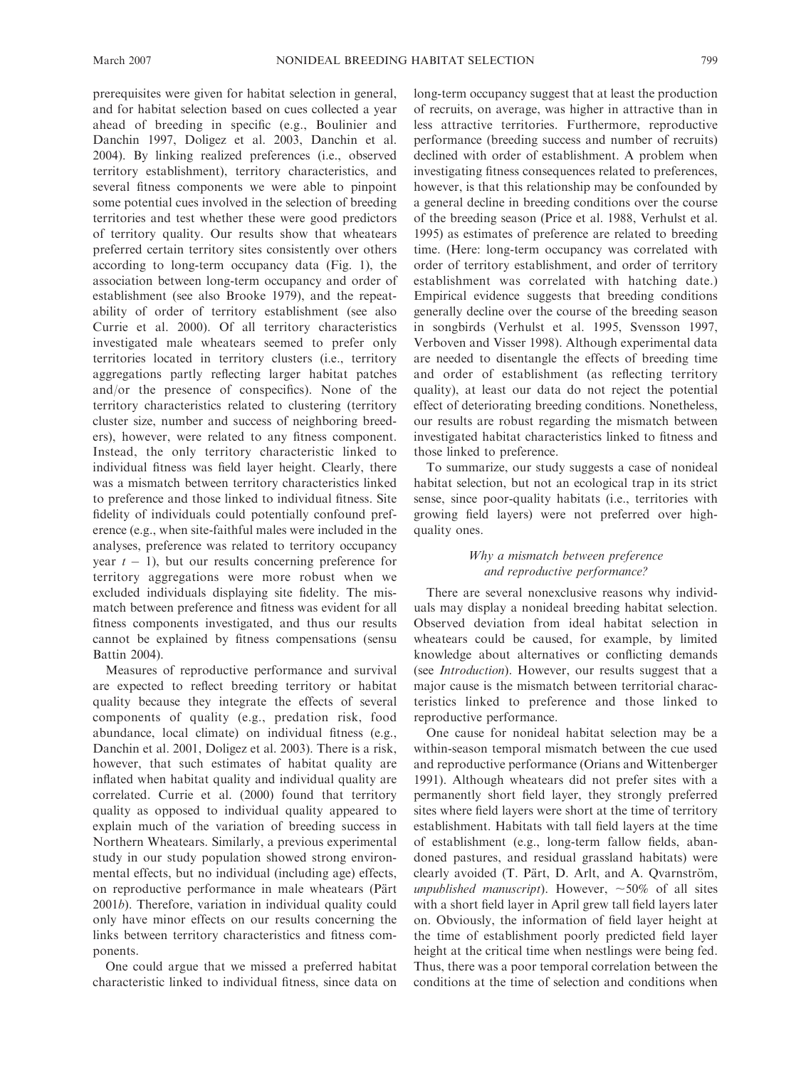prerequisites were given for habitat selection in general, and for habitat selection based on cues collected a year ahead of breeding in specific (e.g., Boulinier and Danchin 1997, Doligez et al. 2003, Danchin et al. 2004). By linking realized preferences (i.e., observed territory establishment), territory characteristics, and several fitness components we were able to pinpoint some potential cues involved in the selection of breeding territories and test whether these were good predictors of territory quality. Our results show that wheatears preferred certain territory sites consistently over others according to long-term occupancy data (Fig. 1), the association between long-term occupancy and order of establishment (see also Brooke 1979), and the repeatability of order of territory establishment (see also Currie et al. 2000). Of all territory characteristics investigated male wheatears seemed to prefer only territories located in territory clusters (i.e., territory aggregations partly reflecting larger habitat patches and/or the presence of conspecifics). None of the territory characteristics related to clustering (territory cluster size, number and success of neighboring breeders), however, were related to any fitness component. Instead, the only territory characteristic linked to individual fitness was field layer height. Clearly, there was a mismatch between territory characteristics linked to preference and those linked to individual fitness. Site fidelity of individuals could potentially confound preference (e.g., when site-faithful males were included in the analyses, preference was related to territory occupancy year $t - 1$), but our results concerning preference for territory aggregations were more robust when we excluded individuals displaying site fidelity. The mismatch between preference and fitness was evident for all fitness components investigated, and thus our results cannot be explained by fitness compensations (sensu Battin 2004).

Measures of reproductive performance and survival are expected to reflect breeding territory or habitat quality because they integrate the effects of several components of quality (e.g., predation risk, food abundance, local climate) on individual fitness (e.g., Danchin et al. 2001, Doligez et al. 2003). There is a risk, however, that such estimates of habitat quality are inflated when habitat quality and individual quality are correlated. Currie et al. (2000) found that territory quality as opposed to individual quality appeared to explain much of the variation of breeding success in Northern Wheatears. Similarly, a previous experimental study in our study population showed strong environmental effects, but no individual (including age) effects, on reproductive performance in male wheatears (Pärt 2001*b*). Therefore, variation in individual quality could only have minor effects on our results concerning the links between territory characteristics and fitness components.

One could argue that we missed a preferred habitat characteristic linked to individual fitness, since data on long-term occupancy suggest that at least the production of recruits, on average, was higher in attractive than in less attractive territories. Furthermore, reproductive performance (breeding success and number of recruits) declined with order of establishment. A problem when investigating fitness consequences related to preferences, however, is that this relationship may be confounded by a general decline in breeding conditions over the course of the breeding season (Price et al. 1988, Verhulst et al. 1995) as estimates of preference are related to breeding time. (Here: long-term occupancy was correlated with order of territory establishment, and order of territory establishment was correlated with hatching date.) Empirical evidence suggests that breeding conditions generally decline over the course of the breeding season in songbirds (Verhulst et al. 1995, Svensson 1997, Verboven and Visser 1998). Although experimental data are needed to disentangle the effects of breeding time and order of establishment (as reflecting territory quality), at least our data do not reject the potential effect of deteriorating breeding conditions. Nonetheless, our results are robust regarding the mismatch between investigated habitat characteristics linked to fitness and those linked to preference.

To summarize, our study suggests a case of nonideal habitat selection, but not an ecological trap in its strict sense, since poor-quality habitats (i.e., territories with growing field layers) were not preferred over high-quality ones.

### *Why a mismatch between preference and reproductive performance?*

There are several nonexclusive reasons why individuals may display a nonideal breeding habitat selection. Observed deviation from ideal habitat selection in wheatears could be caused, for example, by limited knowledge about alternatives or conflicting demands (see *Introduction*). However, our results suggest that a major cause is the mismatch between territorial characteristics linked to preference and those linked to reproductive performance.

One cause for nonideal habitat selection may be a within-season temporal mismatch between the cue used and reproductive performance (Orians and Wittenberger 1991). Although wheatears did not prefer sites with a permanently short field layer, they strongly preferred sites where field layers were short at the time of territory establishment. Habitats with tall field layers at the time of establishment (e.g., long-term fallow fields, abandoned pastures, and residual grassland habitats) were clearly avoided (T. Pärt, D. Arlt, and A. Qvarnström, *unpublished manuscript*). However, ~50% of all sites with a short field layer in April grew tall field layers later on. Obviously, the information of field layer height at the time of establishment poorly predicted field layer height at the critical time when nestlings were being fed. Thus, there was a poor temporal correlation between the conditions at the time of selection and conditions when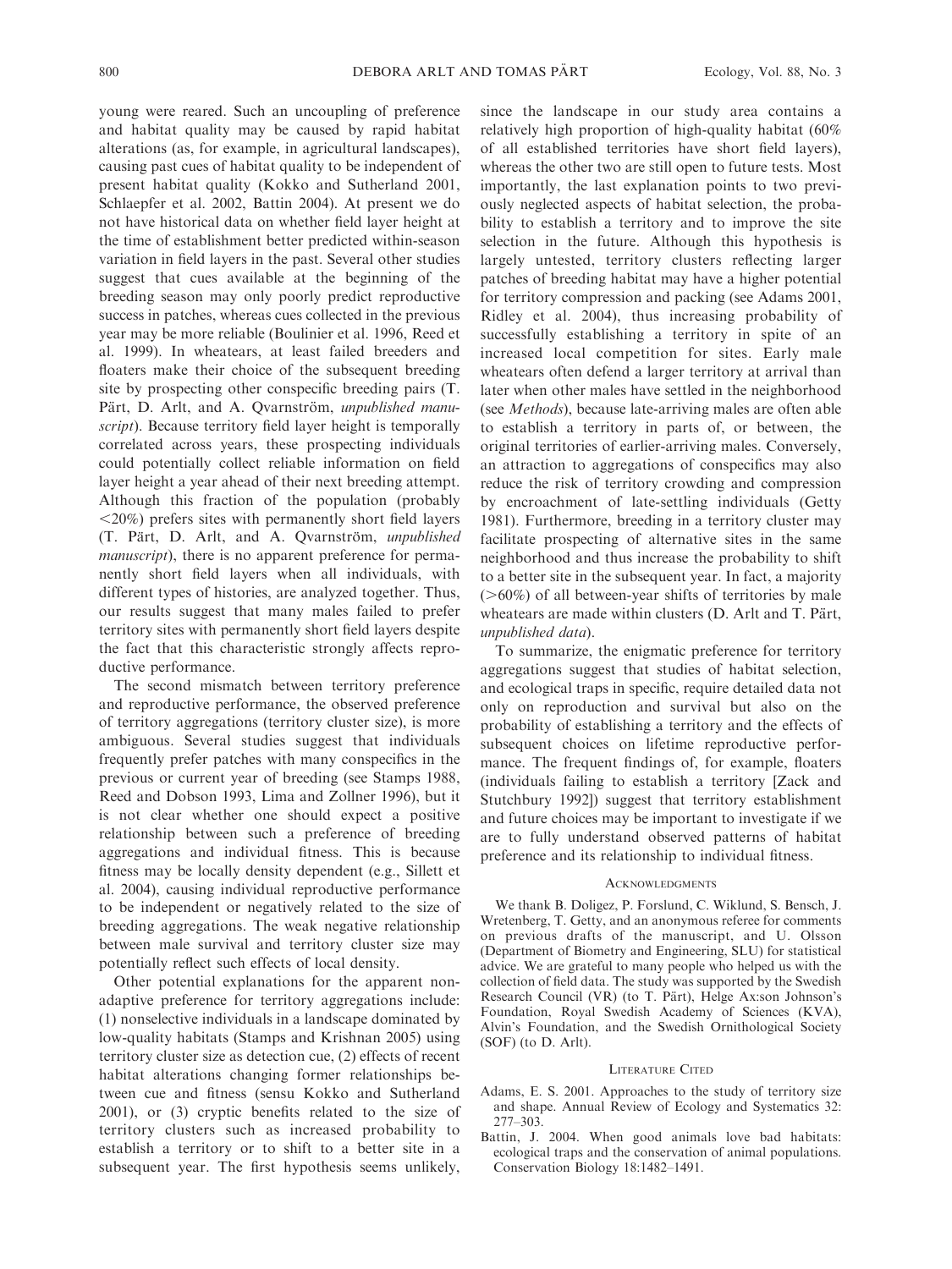young were reared. Such an uncoupling of preference and habitat quality may be caused by rapid habitat alterations (as, for example, in agricultural landscapes), causing past cues of habitat quality to be independent of present habitat quality (Kokko and Sutherland 2001, Schlaepfer et al. 2002, Battin 2004). At present we do not have historical data on whether field layer height at the time of establishment better predicted within-season variation in field layers in the past. Several other studies suggest that cues available at the beginning of the breeding season may only poorly predict reproductive success in patches, whereas cues collected in the previous year may be more reliable (Boulinier et al. 1996, Reed et al. 1999). In wheatears, at least failed breeders and floaters make their choice of the subsequent breeding site by prospecting other conspecific breeding pairs (T. Pärt, D. Arlt, and A. Qvarnström, *unpublished manuscript*). Because territory field layer height is temporally correlated across years, these prospecting individuals could potentially collect reliable information on field layer height a year ahead of their next breeding attempt. Although this fraction of the population (probably <20%) prefers sites with permanently short field layers (T. Pärt, D. Arlt, and A. Qvarnström, *unpublished manuscript*), there is no apparent preference for permanently short field layers when all individuals, with different types of histories, are analyzed together. Thus, our results suggest that many males failed to prefer territory sites with permanently short field layers despite the fact that this characteristic strongly affects reproductive performance.

The second mismatch between territory preference and reproductive performance, the observed preference of territory aggregations (territory cluster size), is more ambiguous. Several studies suggest that individuals frequently prefer patches with many conspecifics in the previous or current year of breeding (see Stamps 1988, Reed and Dobson 1993, Lima and Zollner 1996), but it is not clear whether one should expect a positive relationship between such a preference of breeding aggregations and individual fitness. This is because fitness may be locally density dependent (e.g., Sillett et al. 2004), causing individual reproductive performance to be independent or negatively related to the size of breeding aggregations. The weak negative relationship between male survival and territory cluster size may potentially reflect such effects of local density.

Other potential explanations for the apparent non-adaptive preference for territory aggregations include: (1) nonselective individuals in a landscape dominated by low-quality habitats (Stamps and Krishnan 2005) using territory cluster size as detection cue, (2) effects of recent habitat alterations changing former relationships between cue and fitness (sensu Kokko and Sutherland 2001), or (3) cryptic benefits related to the size of territory clusters such as increased probability to establish a territory or to shift to a better site in a subsequent year. The first hypothesis seems unlikely, since the landscape in our study area contains a relatively high proportion of high-quality habitat (60% of all established territories have short field layers), whereas the other two are still open to future tests. Most importantly, the last explanation points to two previously neglected aspects of habitat selection, the probability to establish a territory and to improve the site selection in the future. Although this hypothesis is largely untested, territory clusters reflecting larger patches of breeding habitat may have a higher potential for territory compression and packing (see Adams 2001, Ridley et al. 2004), thus increasing probability of successfully establishing a territory in spite of an increased local competition for sites. Early male wheatears often defend a larger territory at arrival than later when other males have settled in the neighborhood (see *Methods*), because late-arriving males are often able to establish a territory in parts of, or between, the original territories of earlier-arriving males. Conversely, an attraction to aggregations of conspecifics may also reduce the risk of territory crowding and compression by encroachment of late-settling individuals (Getty 1981). Furthermore, breeding in a territory cluster may facilitate prospecting of alternative sites in the same neighborhood and thus increase the probability to shift to a better site in the subsequent year. In fact, a majority (>60%) of all between-year shifts of territories by male wheatears are made within clusters (D. Arlt and T. Pärt, *unpublished data*).

To summarize, the enigmatic preference for territory aggregations suggest that studies of habitat selection, and ecological traps in specific, require detailed data not only on reproduction and survival but also on the probability of establishing a territory and the effects of subsequent choices on lifetime reproductive performance. The frequent findings of, for example, floaters (individuals failing to establish a territory [Zack and Stutchbury 1992]) suggest that territory establishment and future choices may be important to investigate if we are to fully understand observed patterns of habitat preference and its relationship to individual fitness.

## Acknowledgments

We thank B. Doligez, P. Forslund, C. Wiklund, S. Bensch, J. Wretenberg, T. Getty, and an anonymous referee for comments on previous drafts of the manuscript, and U. Olsson (Department of Biometry and Engineering, SLU) for statistical advice. We are grateful to many people who helped us with the collection of field data. The study was supported by the Swedish Research Council (VR) (to T. Pärt), Helge Ax:son Johnson's Foundation, Royal Swedish Academy of Sciences (KVA), Alvin's Foundation, and the Swedish Ornithological Society (SOF) (to D. Arlt).

## Literature Cited

Adams, E. S. 2001. Approaches to the study of territory size and shape. Annual Review of Ecology and Systematics 32: 277–303.

Battin, J. 2004. When good animals love bad habitats: ecological traps and the conservation of animal populations. Conservation Biology 18:1482–1491.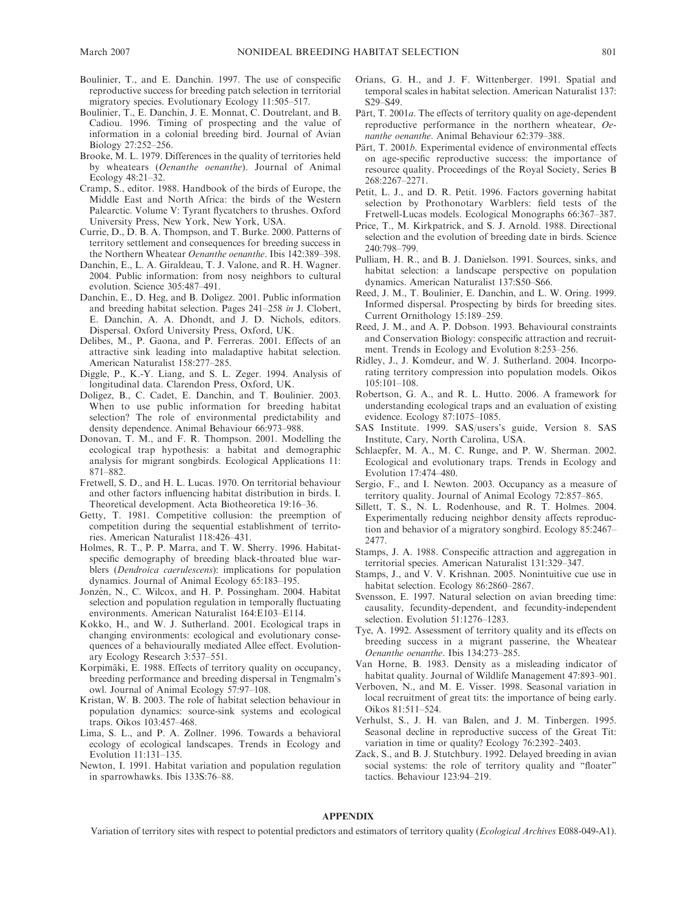Boulinier, T., and E. Danchin. 1997. The use of conspecific reproductive success for breeding patch selection in territorial migratory species. Evolutionary Ecology 11:505–517.

Boulinier, T., E. Danchin, J. E. Monnat, C. Doutrelant, and B. Cadiou. 1996. Timing of prospecting and the value of information in a colonial breeding bird. Journal of Avian Biology 27:252–256.

Brooke, M. L. 1979. Differences in the quality of territories held by wheatears (*Oenanthe oenanthe*). Journal of Animal Ecology 48:21–32.

Cramp, S., editor. 1988. Handbook of the birds of Europe, the Middle East and North Africa: the birds of the Western Palearctic. Volume V: Tyrant flycatchers to thrushes. Oxford University Press, New York, New York, USA.

Currie, D., D. B. A. Thompson, and T. Burke. 2000. Patterns of territory settlement and consequences for breeding success in the Northern Wheatear *Oenanthe oenanthe*. Ibis 142:389–398.

Danchin, E., L. A. Giraldeau, T. J. Valone, and R. H. Wagner. 2004. Public information: from nosy neighbors to cultural evolution. Science 305:487–491.

Danchin, E., D. Heg, and B. Doligez. 2001. Public information and breeding habitat selection. Pages 241–258 *in* J. Clobert, E. Danchin, A. A. Dhondt, and J. D. Nichols, editors. Dispersal. Oxford University Press, Oxford, UK.

Delibes, M., P. Gaona, and P. Ferreras. 2001. Effects of an attractive sink leading into maladaptive habitat selection. American Naturalist 158:277–285.

Diggle, P., K.-Y. Liang, and S. L. Zeger. 1994. Analysis of longitudinal data. Clarendon Press, Oxford, UK.

Doligez, B., C. Cadet, E. Danchin, and T. Boulinier. 2003. When to use public information for breeding habitat selection? The role of environmental predictability and density dependence. Animal Behaviour 66:973–988.

Donovan, T. M., and F. R. Thompson. 2001. Modelling the ecological trap hypothesis: a habitat and demographic analysis for migrant songbirds. Ecological Applications 11: 871–882.

Fretwell, S. D., and H. L. Lucas. 1970. On territorial behaviour and other factors influencing habitat distribution in birds. I. Theoretical development. Acta Biotheoretica 19:16–36.

Getty, T. 1981. Competitive collusion: the preemption of competition during the sequential establishment of territories. American Naturalist 118:426–431.

Holmes, R. T., P. P. Marra, and T. W. Sherry. 1996. Habitat-specific demography of breeding black-throated blue warblers (*Dendroica caerulescens*): implications for population dynamics. Journal of Animal Ecology 65:183–195.

Jonzén, N., C. Wilcox, and H. P. Possingham. 2004. Habitat selection and population regulation in temporally fluctuating environments. American Naturalist 164:E103–E114.

Kokko, H., and W. J. Sutherland. 2001. Ecological traps in changing environments: ecological and evolutionary consequences of a behaviourally mediated Allee effect. Evolutionary Ecology Research 3:537–551.

Korpimäki, E. 1988. Effects of territory quality on occupancy, breeding performance and breeding dispersal in Tengmalm's owl. Journal of Animal Ecology 57:97–108.

Kristan, W. B. 2003. The role of habitat selection behaviour in population dynamics: source-sink systems and ecological traps. Oikos 103:457–468.

Lima, S. L., and P. A. Zollner. 1996. Towards a behavioral ecology of ecological landscapes. Trends in Ecology and Evolution 11:131–135.

Newton, I. 1991. Habitat variation and population regulation in sparrowhawks. Ibis 133S:76–88.

Orians, G. H., and J. F. Wittenberger. 1991. Spatial and temporal scales in habitat selection. American Naturalist 137: S29–S49.

Pärt, T. 2001*a*. The effects of territory quality on age-dependent reproductive performance in the northern wheatear, *Oenanthe oenanthe*. Animal Behaviour 62:379–388.

Pärt, T. 2001*b*. Experimental evidence of environmental effects on age-specific reproductive success: the importance of resource quality. Proceedings of the Royal Society, Series B 268:2267–2271.

Petit, L. J., and D. R. Petit. 1996. Factors governing habitat selection by Prothonotary Warblers: field tests of the Fretwell-Lucas models. Ecological Monographs 66:367–387.

Price, T., M. Kirkpatrick, and S. J. Arnold. 1988. Directional selection and the evolution of breeding date in birds. Science 240:798–799.

Pulliam, H. R., and B. J. Danielson. 1991. Sources, sinks, and habitat selection: a landscape perspective on population dynamics. American Naturalist 137:S50–S66.

Reed, J. M., T. Boulinier, E. Danchin, and L. W. Oring. 1999. Informed dispersal. Prospecting by birds for breeding sites. Current Ornithology 15:189–259.

Reed, J. M., and A. P. Dobson. 1993. Behavioural constraints and Conservation Biology: conspecific attraction and recruitment. Trends in Ecology and Evolution 8:253–256.

Ridley, J., J. Komdeur, and W. J. Sutherland. 2004. Incorporating territory compression into population models. Oikos 105:101–108.

Robertson, G. A., and R. L. Hutto. 2006. A framework for understanding ecological traps and an evaluation of existing evidence. Ecology 87:1075–1085.

SAS Institute. 1999. SAS/users's guide, Version 8. SAS Institute, Cary, North Carolina, USA.

Schlaepfer, M. A., M. C. Runge, and P. W. Sherman. 2002. Ecological and evolutionary traps. Trends in Ecology and Evolution 17:474–480.

Sergio, F., and I. Newton. 2003. Occupancy as a measure of territory quality. Journal of Animal Ecology 72:857–865.

Sillett, T. S., N. L. Rodenhouse, and R. T. Holmes. 2004. Experimentally reducing neighbor density affects reproduction and behavior of a migratory songbird. Ecology 85:2467–2477.

Stamps, J. A. 1988. Conspecific attraction and aggregation in territorial species. American Naturalist 131:329–347.

Stamps, J., and V. V. Krishnan. 2005. Nonintuitive cue use in habitat selection. Ecology 86:2860–2867.

Svensson, E. 1997. Natural selection on avian breeding time: causality, fecundity-dependent, and fecundity-independent selection. Evolution 51:1276–1283.

Tye, A. 1992. Assessment of territory quality and its effects on breeding success in a migrant passerine, the Wheatear *Oenanthe oenanthe*. Ibis 134:273–285.

Van Horne, B. 1983. Density as a misleading indicator of habitat quality. Journal of Wildlife Management 47:893–901.

Verboven, N., and M. E. Visser. 1998. Seasonal variation in local recruitment of great tits: the importance of being early. Oikos 81:511–524.

Verhulst, S., J. H. van Balen, and J. M. Tinbergen. 1995. Seasonal decline in reproductive success of the Great Tit: variation in time or quality? Ecology 76:2392–2403.

Zack, S., and B. J. Stutchbury. 1992. Delayed breeding in avian social systems: the role of territory quality and "floater" tactics. Behaviour 123:94–219.

## APPENDIX

Variation of territory sites with respect to potential predictors and estimators of territory quality (*Ecological Archives* E088-049-A1).